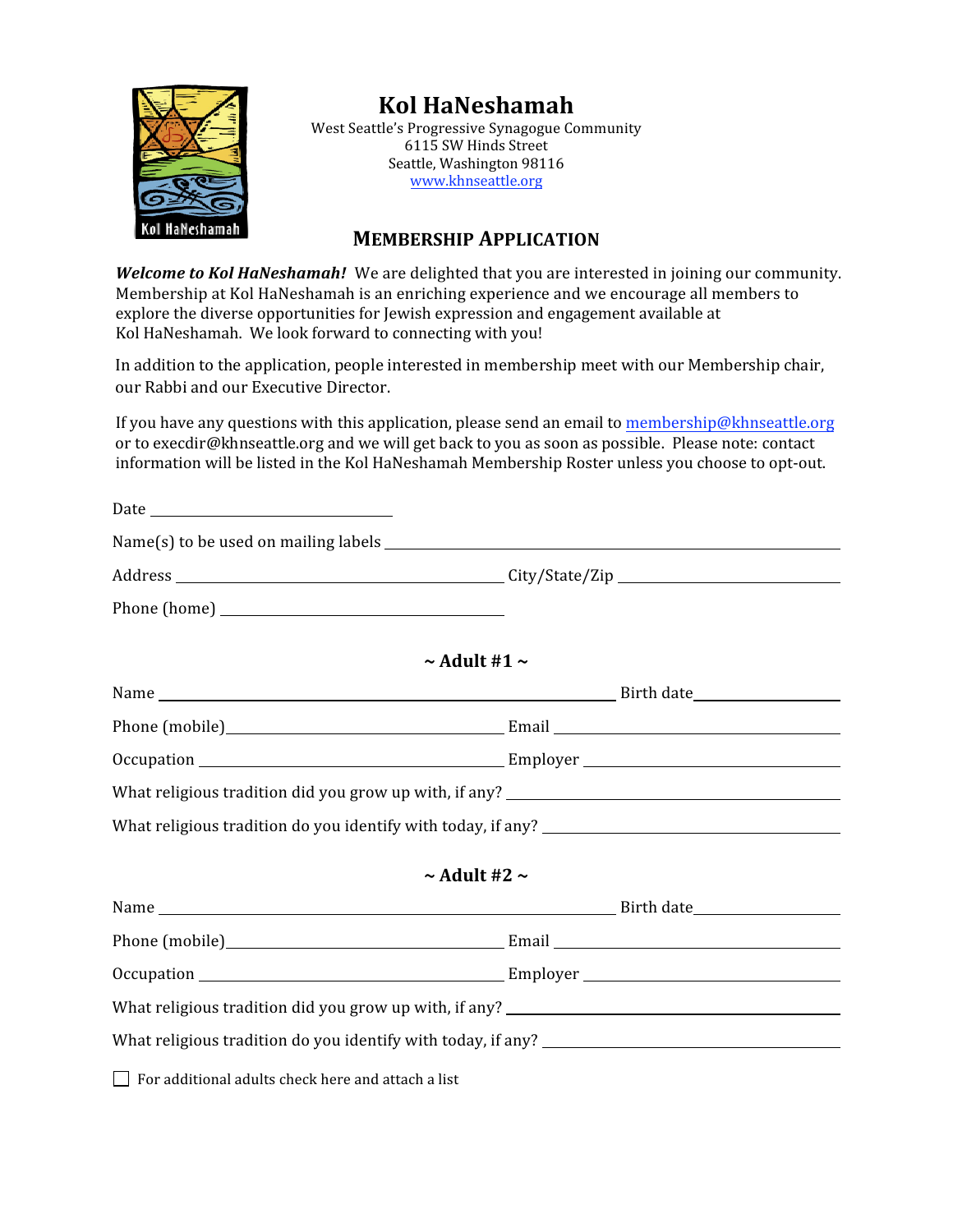# Kol HaNeshamah

West Seattle's Progressive Synagogue Community
6115 SW Hinds Street
Seattle, Washington 98116
www.khnseattle.org

## MEMBERSHIP APPLICATION

***Welcome to Kol HaNeshamah!*** We are delighted that you are interested in joining our community. Membership at Kol HaNeshamah is an enriching experience and we encourage all members to explore the diverse opportunities for Jewish expression and engagement available at Kol HaNeshamah. We look forward to connecting with you!

In addition to the application, people interested in membership meet with our Membership chair, our Rabbi and our Executive Director.

If you have any questions with this application, please send an email to membership@khnseattle.org or to execdir@khnseattle.org and we will get back to you as soon as possible. Please note: contact information will be listed in the Kol HaNeshamah Membership Roster unless you choose to opt-out.

Date ______________________________

Name(s) to be used on mailing labels ____________________________________________

Address ________________________________ City/State/Zip ______________________

Phone (home) ____________________________

### ~ Adult #1 ~

Name ____________________________________________ Birth date ______________

Phone (mobile) ____________________________ Email ____________________________

Occupation ______________________________ Employer __________________________

What religious tradition did you grow up with, if any? ______________________________

What religious tradition do you identify with today, if any? __________________________

### ~ Adult #2 ~

Name ____________________________________________ Birth date ______________

Phone (mobile) ____________________________ Email ____________________________

Occupation ______________________________ Employer __________________________

What religious tradition did you grow up with, if any? ______________________________

What religious tradition do you identify with today, if any? __________________________

☐ For additional adults check here and attach a list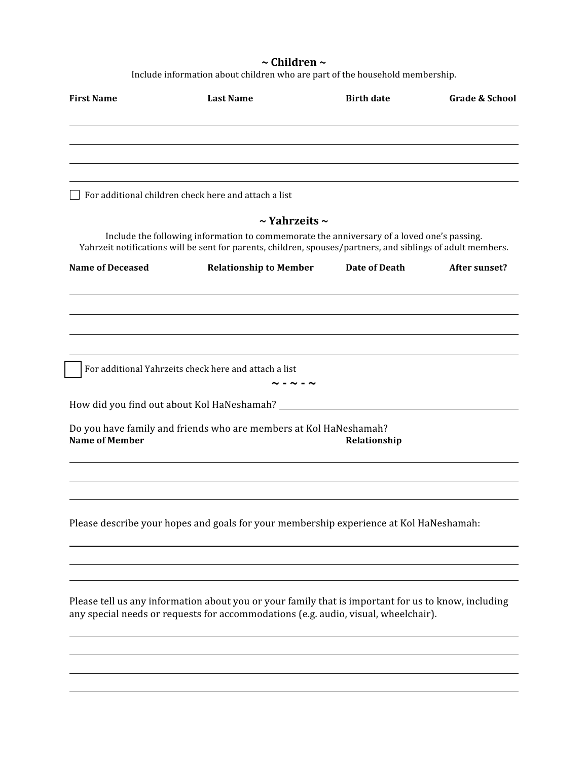## ~ Children ~

Include information about children who are part of the household membership.

| First Name | Last Name | Birth date | Grade & School |
|---|---|---|---|
| | | | |
| | | | |
| | | | |
| | | | |

☐ For additional children check here and attach a list

## ~ Yahrzeits ~

Include the following information to commemorate the anniversary of a loved one's passing.
Yahrzeit notifications will be sent for parents, children, spouses/partners, and siblings of adult members.

| Name of Deceased | Relationship to Member | Date of Death | After sunset? |
|---|---|---|---|
| | | | |
| | | | |
| | | | |
| | | | |

☐ For additional Yahrzeits check here and attach a list

~ - ~ - ~

How did you find out about Kol HaNeshamah? ______________________________

Do you have family and friends who are members at Kol HaNeshamah?

| Name of Member | Relationship |
|---|---|
| | |
| | |
| | |

Please describe your hopes and goals for your membership experience at Kol HaNeshamah:

______________________________

______________________________

______________________________

Please tell us any information about you or your family that is important for us to know, including any special needs or requests for accommodations (e.g. audio, visual, wheelchair).

______________________________

______________________________

______________________________

______________________________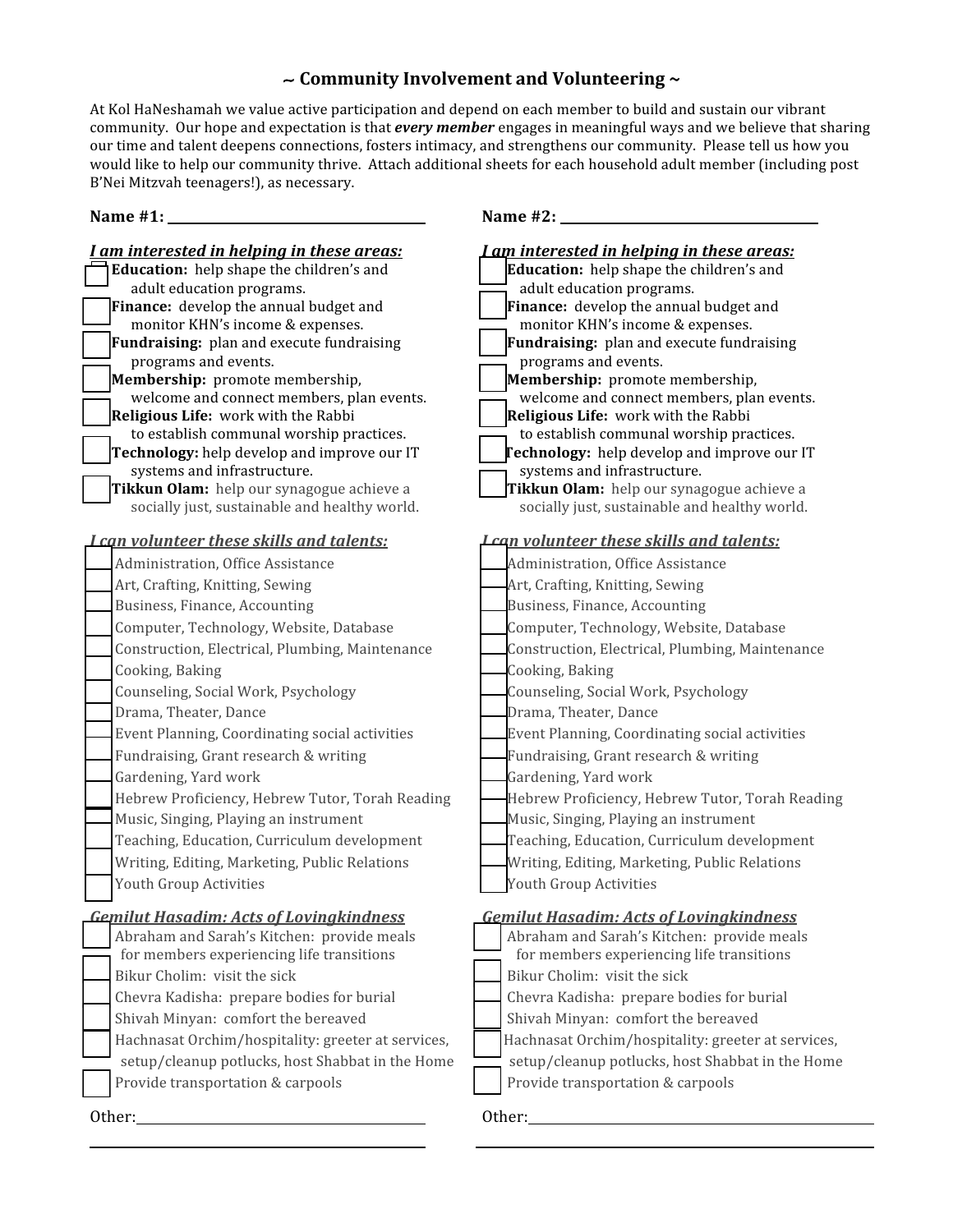## ~ Community Involvement and Volunteering ~

At Kol HaNeshamah we value active participation and depend on each member to build and sustain our vibrant community. Our hope and expectation is that ***every member*** engages in meaningful ways and we believe that sharing our time and talent deepens connections, fosters intimacy, and strengthens our community. Please tell us how you would like to help our community thrive. Attach additional sheets for each household adult member (including post B'Nei Mitzvah teenagers!), as necessary.

**Name #1:** ______________________________

***I am interested in helping in these areas:***

- ☐ **Education:** help shape the children's and adult education programs.
- ☐ **Finance:** develop the annual budget and monitor KHN's income & expenses.
- ☐ **Fundraising:** plan and execute fundraising programs and events.
- ☐ **Membership:** promote membership, welcome and connect members, plan events.
- ☐ **Religious Life:** work with the Rabbi to establish communal worship practices.
- ☐ **Technology:** help develop and improve our IT systems and infrastructure.
- ☐ **Tikkun Olam:** help our synagogue achieve a socially just, sustainable and healthy world.

***I can volunteer these skills and talents:***

- ☐ Administration, Office Assistance
- ☐ Art, Crafting, Knitting, Sewing
- ☐ Business, Finance, Accounting
- ☐ Computer, Technology, Website, Database
- ☐ Construction, Electrical, Plumbing, Maintenance
- ☐ Cooking, Baking
- ☐ Counseling, Social Work, Psychology
- ☐ Drama, Theater, Dance
- ☐ Event Planning, Coordinating social activities
- ☐ Fundraising, Grant research & writing
- ☐ Gardening, Yard work
- ☐ Hebrew Proficiency, Hebrew Tutor, Torah Reading
- ☐ Music, Singing, Playing an instrument
- ☐ Teaching, Education, Curriculum development
- ☐ Writing, Editing, Marketing, Public Relations
- ☐ Youth Group Activities

***Gemilut Hasadim: Acts of Lovingkindness***

- ☐ Abraham and Sarah's Kitchen: provide meals for members experiencing life transitions
- ☐ Bikur Cholim: visit the sick
- ☐ Chevra Kadisha: prepare bodies for burial
- ☐ Shivah Minyan: comfort the bereaved
- ☐ Hachnasat Orchim/hospitality: greeter at services, setup/cleanup potlucks, host Shabbat in the Home
- ☐ Provide transportation & carpools

Other: ______________________________

______________________________

**Name #2:** ______________________________

***I am interested in helping in these areas:***

- ☐ **Education:** help shape the children's and adult education programs.
- ☐ **Finance:** develop the annual budget and monitor KHN's income & expenses.
- ☐ **Fundraising:** plan and execute fundraising programs and events.
- ☐ **Membership:** promote membership, welcome and connect members, plan events.
- ☐ **Religious Life:** work with the Rabbi to establish communal worship practices.
- ☐ **Technology:** help develop and improve our IT systems and infrastructure.
- ☐ **Tikkun Olam:** help our synagogue achieve a socially just, sustainable and healthy world.

***I can volunteer these skills and talents:***

- ☐ Administration, Office Assistance
- ☐ Art, Crafting, Knitting, Sewing
- ☐ Business, Finance, Accounting
- ☐ Computer, Technology, Website, Database
- ☐ Construction, Electrical, Plumbing, Maintenance
- ☐ Cooking, Baking
- ☐ Counseling, Social Work, Psychology
- ☐ Drama, Theater, Dance
- ☐ Event Planning, Coordinating social activities
- ☐ Fundraising, Grant research & writing
- ☐ Gardening, Yard work
- ☐ Hebrew Proficiency, Hebrew Tutor, Torah Reading
- ☐ Music, Singing, Playing an instrument
- ☐ Teaching, Education, Curriculum development
- ☐ Writing, Editing, Marketing, Public Relations
- ☐ Youth Group Activities

***Gemilut Hasadim: Acts of Lovingkindness***

- ☐ Abraham and Sarah's Kitchen: provide meals for members experiencing life transitions
- ☐ Bikur Cholim: visit the sick
- ☐ Chevra Kadisha: prepare bodies for burial
- ☐ Shivah Minyan: comfort the bereaved
- ☐ Hachnasat Orchim/hospitality: greeter at services, setup/cleanup potlucks, host Shabbat in the Home
- ☐ Provide transportation & carpools

Other: ______________________________

______________________________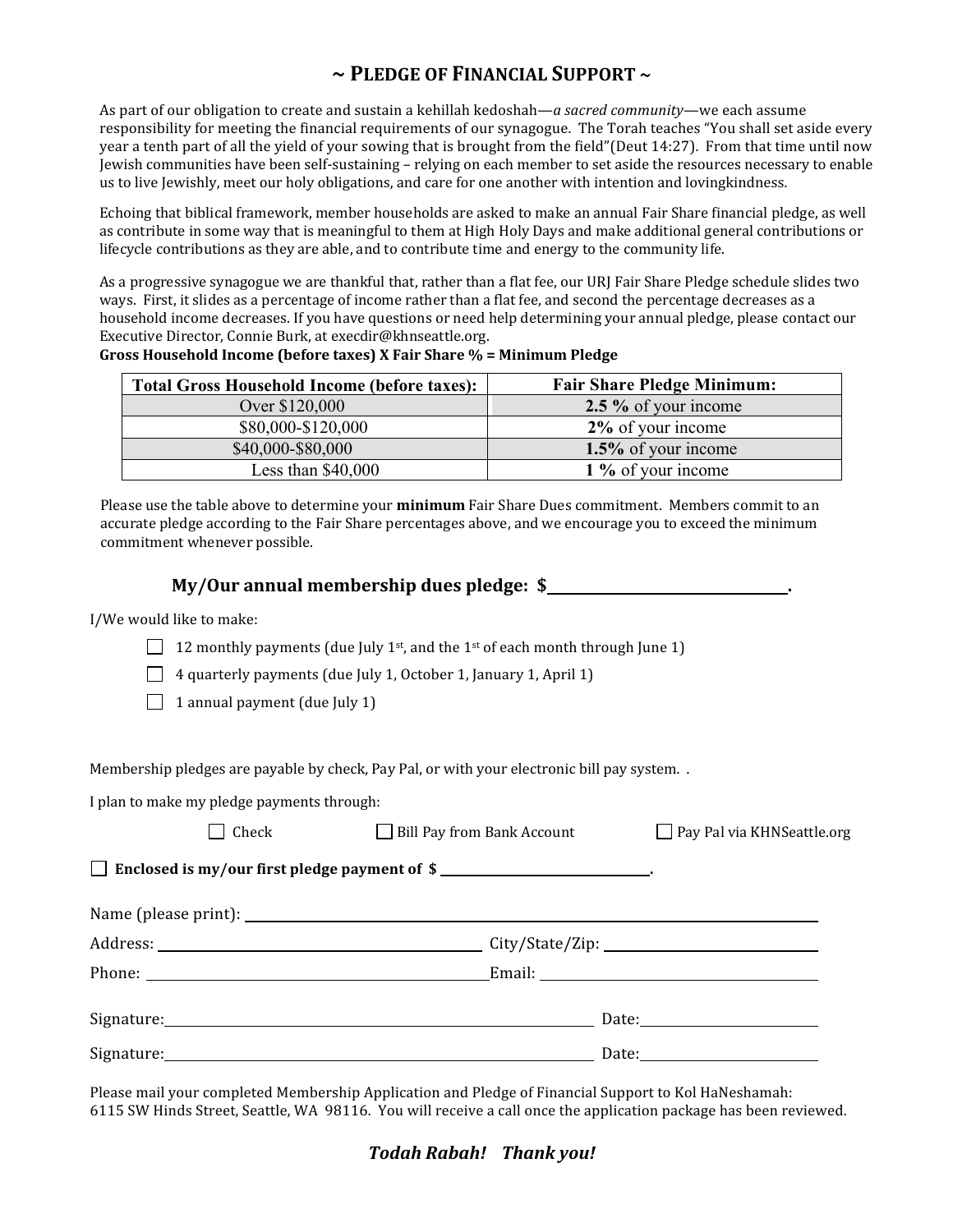## ~ PLEDGE OF FINANCIAL SUPPORT ~

As part of our obligation to create and sustain a kehillah kedoshah—*a sacred community*—we each assume responsibility for meeting the financial requirements of our synagogue. The Torah teaches "You shall set aside every year a tenth part of all the yield of your sowing that is brought from the field"(Deut 14:27). From that time until now Jewish communities have been self-sustaining – relying on each member to set aside the resources necessary to enable us to live Jewishly, meet our holy obligations, and care for one another with intention and lovingkindness.

Echoing that biblical framework, member households are asked to make an annual Fair Share financial pledge, as well as contribute in some way that is meaningful to them at High Holy Days and make additional general contributions or lifecycle contributions as they are able, and to contribute time and energy to the community life.

As a progressive synagogue we are thankful that, rather than a flat fee, our URJ Fair Share Pledge schedule slides two ways. First, it slides as a percentage of income rather than a flat fee, and second the percentage decreases as a household income decreases. If you have questions or need help determining your annual pledge, please contact our Executive Director, Connie Burk, at execdir@khnseattle.org.

**Gross Household Income (before taxes) X Fair Share % = Minimum Pledge**

| Total Gross Household Income (before taxes): | Fair Share Pledge Minimum: |
|---|---|
| Over $120,000 | **2.5 %** of your income |
| $80,000-$120,000 | **2%** of your income |
| $40,000-$80,000 | **1.5%** of your income |
| Less than $40,000 | **1 %** of your income |

Please use the table above to determine your **minimum** Fair Share Dues commitment. Members commit to an accurate pledge according to the Fair Share percentages above, and we encourage you to exceed the minimum commitment whenever possible.

**My/Our annual membership dues pledge: $\_\_\_\_\_\_\_\_\_\_\_\_\_\_\_\_\_\_\_\_\_\_\_\_\_\_\_\_.**

I/We would like to make:

- ☐ 12 monthly payments (due July 1st, and the 1st of each month through June 1)
- ☐ 4 quarterly payments (due July 1, October 1, January 1, April 1)
- ☐ 1 annual payment (due July 1)

Membership pledges are payable by check, Pay Pal, or with your electronic bill pay system. .

I plan to make my pledge payments through:

☐ Check ☐ Bill Pay from Bank Account ☐ Pay Pal via KHNSeattle.org

☐ **Enclosed is my/our first pledge payment of $\_\_\_\_\_\_\_\_\_\_\_\_\_\_\_\_\_\_\_\_\_\_\_\_\_\_\_\_.**

Name (please print): \_\_\_\_\_\_\_\_\_\_\_\_\_\_\_\_\_\_\_\_\_\_\_\_\_\_\_\_\_\_\_\_\_\_\_\_\_\_\_\_

Address: \_\_\_\_\_\_\_\_\_\_\_\_\_\_\_\_\_\_\_\_\_\_\_\_\_\_ City/State/Zip: \_\_\_\_\_\_\_\_\_\_\_\_\_\_\_\_\_\_\_\_

Phone: \_\_\_\_\_\_\_\_\_\_\_\_\_\_\_\_\_\_\_\_\_\_\_\_\_\_ Email: \_\_\_\_\_\_\_\_\_\_\_\_\_\_\_\_\_\_\_\_

Signature: \_\_\_\_\_\_\_\_\_\_\_\_\_\_\_\_\_\_\_\_\_\_\_\_\_\_\_\_\_\_\_\_ Date: \_\_\_\_\_\_\_\_\_\_\_\_\_\_\_\_

Signature: \_\_\_\_\_\_\_\_\_\_\_\_\_\_\_\_\_\_\_\_\_\_\_\_\_\_\_\_\_\_\_\_ Date: \_\_\_\_\_\_\_\_\_\_\_\_\_\_\_\_

Please mail your completed Membership Application and Pledge of Financial Support to Kol HaNeshamah: 6115 SW Hinds Street, Seattle, WA 98116. You will receive a call once the application package has been reviewed.

***Todah Rabah! Thank you!***